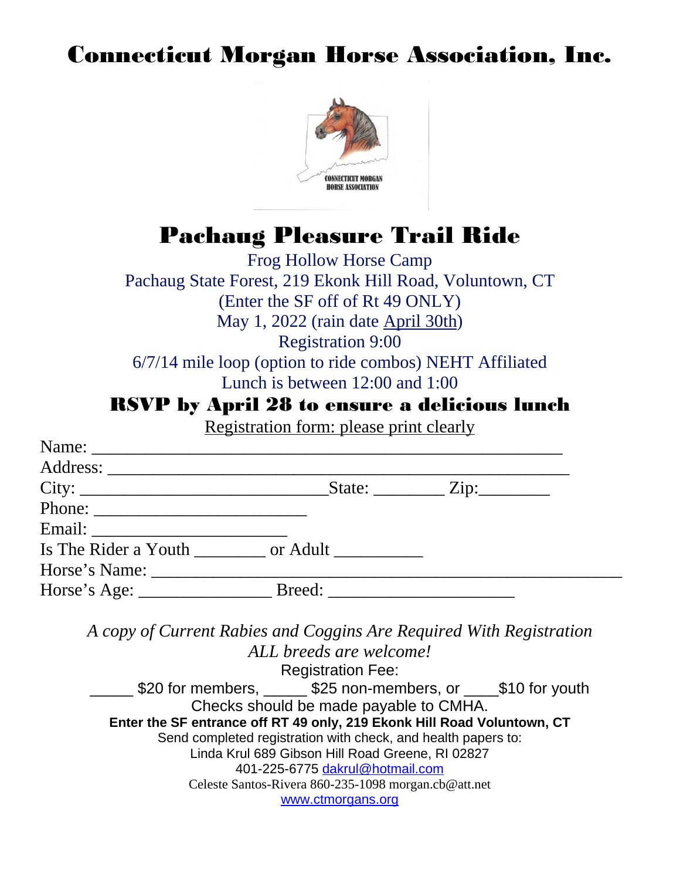# Connecticut Morgan Horse Association, Inc.

## Pachaug Pleasure Trail Ride

Frog Hollow Horse Camp

Pachaug State Forest, 219 Ekonk Hill Road, Voluntown, CT

(Enter the SF off of Rt 49 ONLY)

May 1, 2022 (rain date April 30th)

Registration 9:00

6/7/14 mile loop (option to ride combos) NEHT Affiliated

Lunch is between 12:00 and 1:00

### RSVP by April 28 to ensure a delicious lunch

Registration form: please print clearly

Name: ___________________________________________________

Address: _________________________________________________

City: ____________________________State: ________ Zip:________

Phone: _________________________

Email: _______________________

Is The Rider a Youth ________ or Adult __________

Horse's Name: _____________________________________________________

Horse's Age: _______________ Breed: _____________________

*A copy of Current Rabies and Coggins Are Required With Registration*

*ALL breeds are welcome!*

Registration Fee:

_____ $20 for members, _____ $25 non-members, or ____$10 for youth

Checks should be made payable to CMHA.

**Enter the SF entrance off RT 49 only, 219 Ekonk Hill Road Voluntown, CT**

Send completed registration with check, and health papers to:

Linda Krul 689 Gibson Hill Road Greene, RI 02827

401-225-6775 dakrul@hotmail.com

Celeste Santos-Rivera 860-235-1098 morgan.cb@att.net

www.ctmorgans.org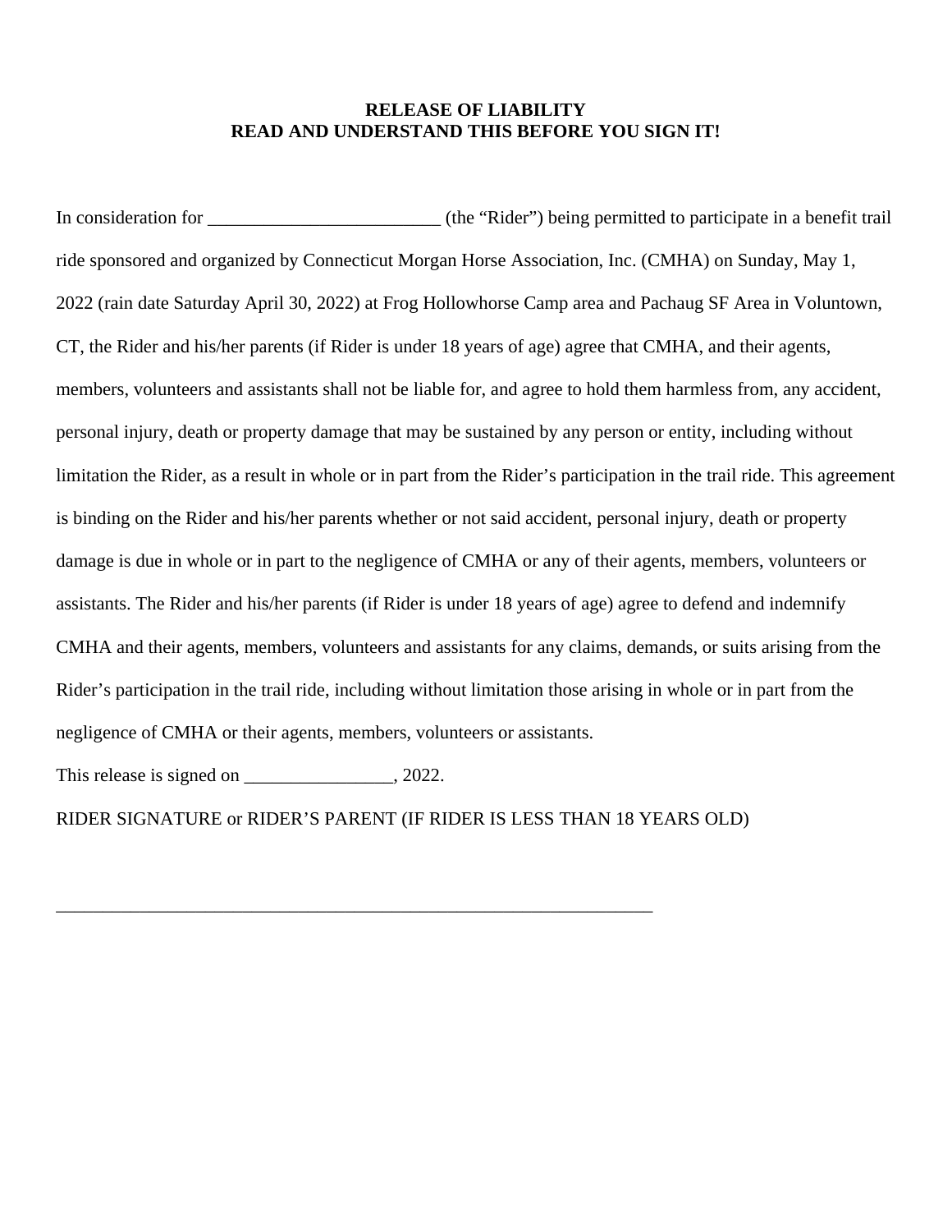**RELEASE OF LIABILITY**
**READ AND UNDERSTAND THIS BEFORE YOU SIGN IT!**

In consideration for _________________________ (the "Rider") being permitted to participate in a benefit trail ride sponsored and organized by Connecticut Morgan Horse Association, Inc. (CMHA) on Sunday, May 1, 2022 (rain date Saturday April 30, 2022) at Frog Hollowhorse Camp area and Pachaug SF Area in Voluntown, CT, the Rider and his/her parents (if Rider is under 18 years of age) agree that CMHA, and their agents, members, volunteers and assistants shall not be liable for, and agree to hold them harmless from, any accident, personal injury, death or property damage that may be sustained by any person or entity, including without limitation the Rider, as a result in whole or in part from the Rider's participation in the trail ride. This agreement is binding on the Rider and his/her parents whether or not said accident, personal injury, death or property damage is due in whole or in part to the negligence of CMHA or any of their agents, members, volunteers or assistants. The Rider and his/her parents (if Rider is under 18 years of age) agree to defend and indemnify CMHA and their agents, members, volunteers and assistants for any claims, demands, or suits arising from the Rider's participation in the trail ride, including without limitation those arising in whole or in part from the negligence of CMHA or their agents, members, volunteers or assistants.

This release is signed on ________________, 2022.

RIDER SIGNATURE or RIDER'S PARENT (IF RIDER IS LESS THAN 18 YEARS OLD)

_________________________________________________________________